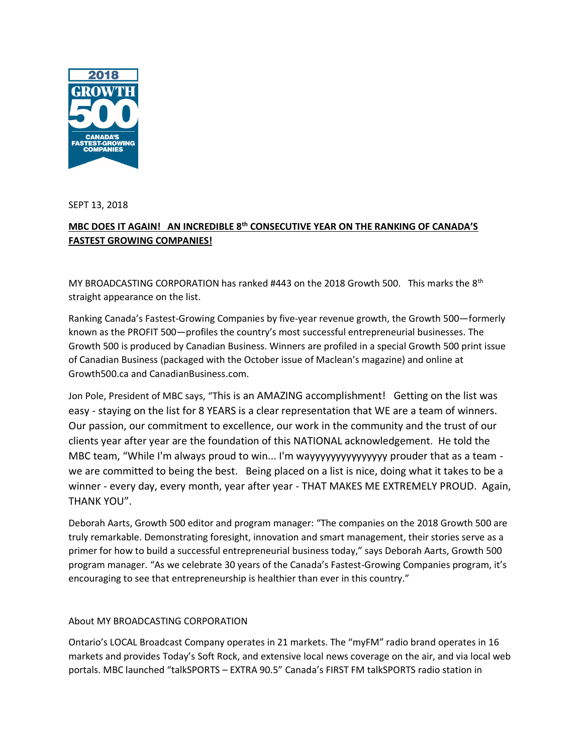2018 GROWTH 500 CANADA'S FASTEST-GROWING COMPANIES

SEPT 13, 2018

**MBC DOES IT AGAIN! AN INCREDIBLE 8th CONSECUTIVE YEAR ON THE RANKING OF CANADA'S FASTEST GROWING COMPANIES!**

MY BROADCASTING CORPORATION has ranked #443 on the 2018 Growth 500. This marks the 8th straight appearance on the list.

Ranking Canada's Fastest-Growing Companies by five-year revenue growth, the Growth 500—formerly known as the PROFIT 500—profiles the country's most successful entrepreneurial businesses. The Growth 500 is produced by Canadian Business. Winners are profiled in a special Growth 500 print issue of Canadian Business (packaged with the October issue of Maclean's magazine) and online at Growth500.ca and CanadianBusiness.com.

Jon Pole, President of MBC says, "This is an AMAZING accomplishment! Getting on the list was easy - staying on the list for 8 YEARS is a clear representation that WE are a team of winners. Our passion, our commitment to excellence, our work in the community and the trust of our clients year after year are the foundation of this NATIONAL acknowledgement. He told the MBC team, "While I'm always proud to win... I'm wayyyyyyyyyyyyyyy prouder that as a team - we are committed to being the best. Being placed on a list is nice, doing what it takes to be a winner - every day, every month, year after year - THAT MAKES ME EXTREMELY PROUD. Again, THANK YOU".

Deborah Aarts, Growth 500 editor and program manager: "The companies on the 2018 Growth 500 are truly remarkable. Demonstrating foresight, innovation and smart management, their stories serve as a primer for how to build a successful entrepreneurial business today," says Deborah Aarts, Growth 500 program manager. "As we celebrate 30 years of the Canada's Fastest-Growing Companies program, it's encouraging to see that entrepreneurship is healthier than ever in this country."

About MY BROADCASTING CORPORATION

Ontario's LOCAL Broadcast Company operates in 21 markets. The "myFM" radio brand operates in 16 markets and provides Today's Soft Rock, and extensive local news coverage on the air, and via local web portals. MBC launched "talkSPORTS – EXTRA 90.5" Canada's FIRST FM talkSPORTS radio station in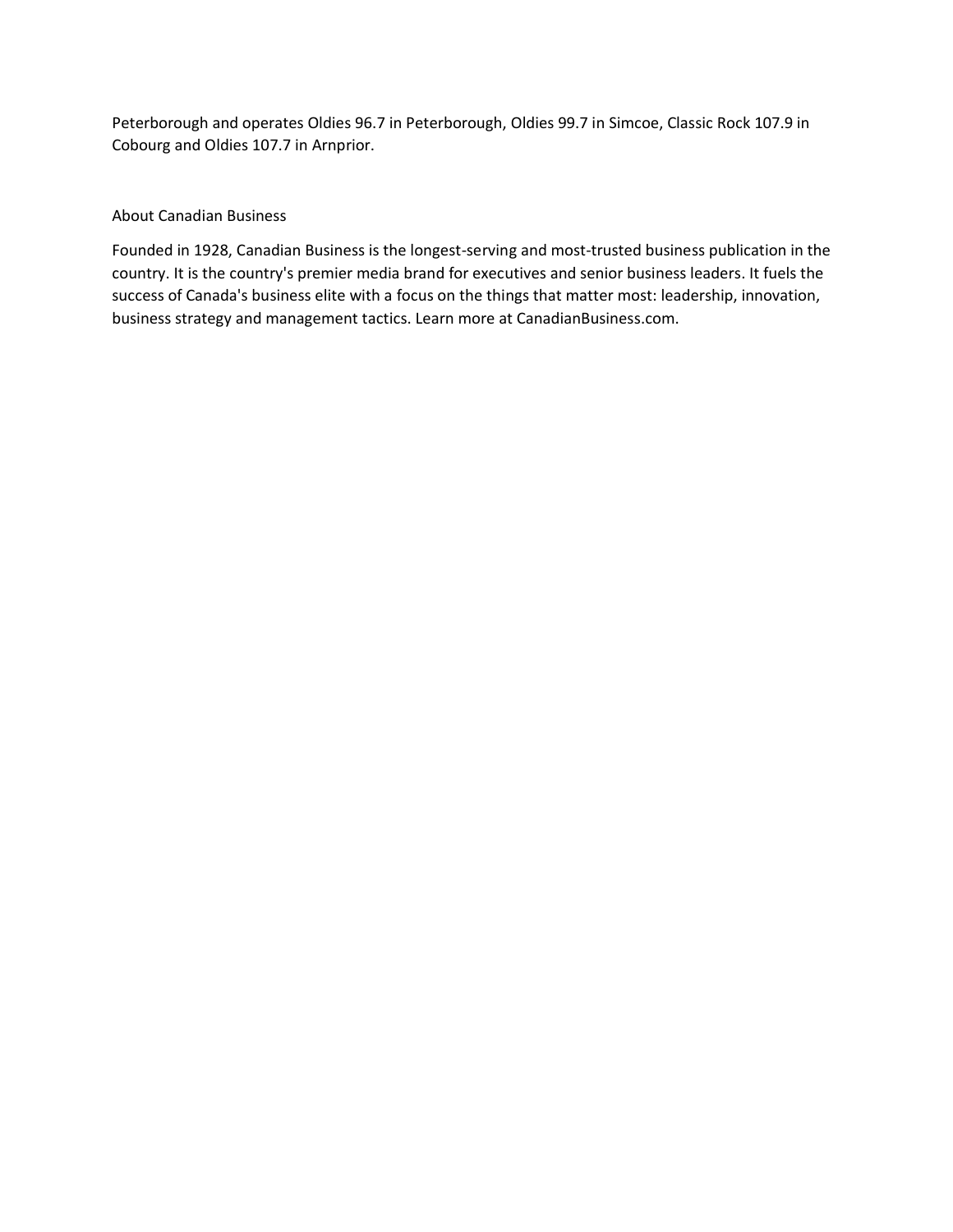Peterborough and operates Oldies 96.7 in Peterborough, Oldies 99.7 in Simcoe, Classic Rock 107.9 in Cobourg and Oldies 107.7 in Arnprior.

## About Canadian Business

Founded in 1928, Canadian Business is the longest-serving and most-trusted business publication in the country. It is the country's premier media brand for executives and senior business leaders. It fuels the success of Canada's business elite with a focus on the things that matter most: leadership, innovation, business strategy and management tactics. Learn more at CanadianBusiness.com.